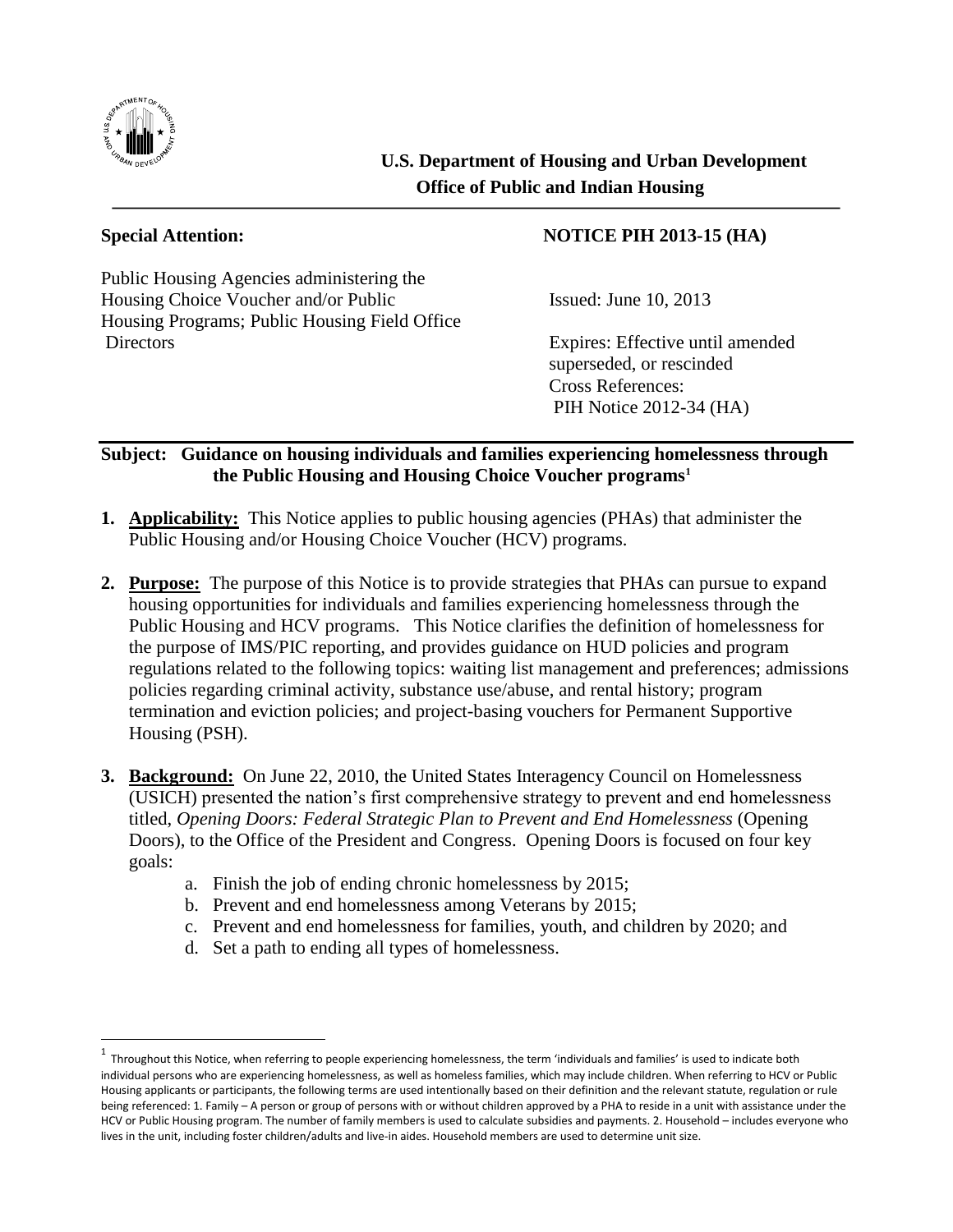**U.S. Department of Housing and Urban Development**
**Office of Public and Indian Housing**

---

**Special Attention:**

Public Housing Agencies administering the Housing Choice Voucher and/or Public Housing Programs; Public Housing Field Office Directors

**NOTICE PIH 2013-15 (HA)**

Issued: June 10, 2013

Expires: Effective until amended superseded, or rescinded

Cross References:
PIH Notice 2012-34 (HA)

---

**Subject: Guidance on housing individuals and families experiencing homelessness through the Public Housing and Housing Choice Voucher programs[1]**

1. **Applicability:** This Notice applies to public housing agencies (PHAs) that administer the Public Housing and/or Housing Choice Voucher (HCV) programs.

2. **Purpose:** The purpose of this Notice is to provide strategies that PHAs can pursue to expand housing opportunities for individuals and families experiencing homelessness through the Public Housing and HCV programs. This Notice clarifies the definition of homelessness for the purpose of IMS/PIC reporting, and provides guidance on HUD policies and program regulations related to the following topics: waiting list management and preferences; admissions policies regarding criminal activity, substance use/abuse, and rental history; program termination and eviction policies; and project-basing vouchers for Permanent Supportive Housing (PSH).

3. **Background:** On June 22, 2010, the United States Interagency Council on Homelessness (USICH) presented the nation's first comprehensive strategy to prevent and end homelessness titled, *Opening Doors: Federal Strategic Plan to Prevent and End Homelessness* (Opening Doors), to the Office of the President and Congress. Opening Doors is focused on four key goals:
   a. Finish the job of ending chronic homelessness by 2015;
   b. Prevent and end homelessness among Veterans by 2015;
   c. Prevent and end homelessness for families, youth, and children by 2020; and
   d. Set a path to ending all types of homelessness.

---

[1] Throughout this Notice, when referring to people experiencing homelessness, the term 'individuals and families' is used to indicate both individual persons who are experiencing homelessness, as well as homeless families, which may include children. When referring to HCV or Public Housing applicants or participants, the following terms are used intentionally based on their definition and the relevant statute, regulation or rule being referenced: 1. Family – A person or group of persons with or without children approved by a PHA to reside in a unit with assistance under the HCV or Public Housing program. The number of family members is used to calculate subsidies and payments. 2. Household – includes everyone who lives in the unit, including foster children/adults and live-in aides. Household members are used to determine unit size.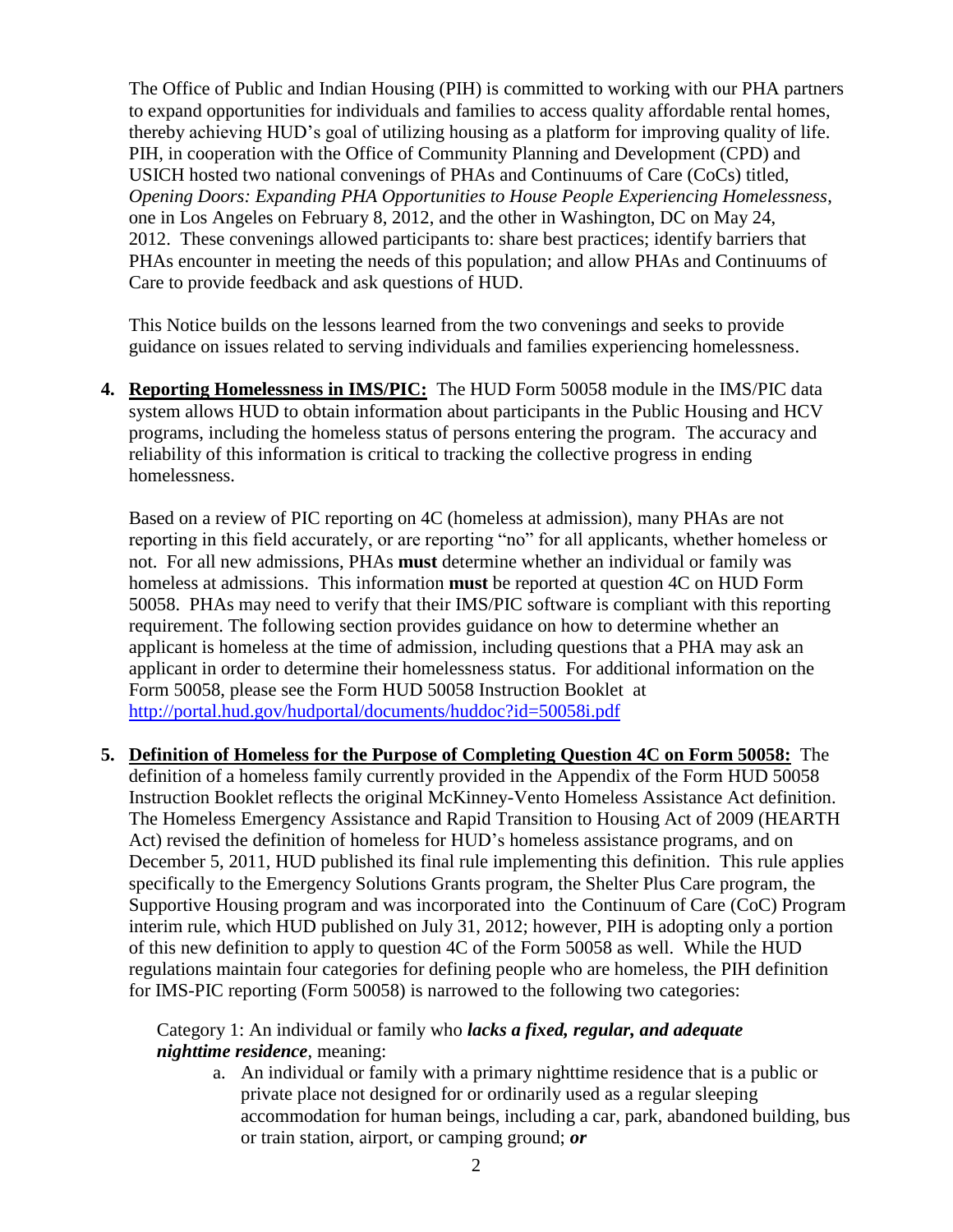The Office of Public and Indian Housing (PIH) is committed to working with our PHA partners to expand opportunities for individuals and families to access quality affordable rental homes, thereby achieving HUD's goal of utilizing housing as a platform for improving quality of life. PIH, in cooperation with the Office of Community Planning and Development (CPD) and USICH hosted two national convenings of PHAs and Continuums of Care (CoCs) titled, *Opening Doors: Expanding PHA Opportunities to House People Experiencing Homelessness*, one in Los Angeles on February 8, 2012, and the other in Washington, DC on May 24, 2012. These convenings allowed participants to: share best practices; identify barriers that PHAs encounter in meeting the needs of this population; and allow PHAs and Continuums of Care to provide feedback and ask questions of HUD.

This Notice builds on the lessons learned from the two convenings and seeks to provide guidance on issues related to serving individuals and families experiencing homelessness.

4. **Reporting Homelessness in IMS/PIC:** The HUD Form 50058 module in the IMS/PIC data system allows HUD to obtain information about participants in the Public Housing and HCV programs, including the homeless status of persons entering the program. The accuracy and reliability of this information is critical to tracking the collective progress in ending homelessness.

   Based on a review of PIC reporting on 4C (homeless at admission), many PHAs are not reporting in this field accurately, or are reporting "no" for all applicants, whether homeless or not. For all new admissions, PHAs **must** determine whether an individual or family was homeless at admissions. This information **must** be reported at question 4C on HUD Form 50058. PHAs may need to verify that their IMS/PIC software is compliant with this reporting requirement. The following section provides guidance on how to determine whether an applicant is homeless at the time of admission, including questions that a PHA may ask an applicant in order to determine their homelessness status. For additional information on the Form 50058, please see the Form HUD 50058 Instruction Booklet at http://portal.hud.gov/hudportal/documents/huddoc?id=50058i.pdf

5. **Definition of Homeless for the Purpose of Completing Question 4C on Form 50058:** The definition of a homeless family currently provided in the Appendix of the Form HUD 50058 Instruction Booklet reflects the original McKinney-Vento Homeless Assistance Act definition. The Homeless Emergency Assistance and Rapid Transition to Housing Act of 2009 (HEARTH Act) revised the definition of homeless for HUD's homeless assistance programs, and on December 5, 2011, HUD published its final rule implementing this definition. This rule applies specifically to the Emergency Solutions Grants program, the Shelter Plus Care program, the Supportive Housing program and was incorporated into the Continuum of Care (CoC) Program interim rule, which HUD published on July 31, 2012; however, PIH is adopting only a portion of this new definition to apply to question 4C of the Form 50058 as well. While the HUD regulations maintain four categories for defining people who are homeless, the PIH definition for IMS-PIC reporting (Form 50058) is narrowed to the following two categories:

   Category 1: An individual or family who ***lacks a fixed, regular, and adequate nighttime residence***, meaning:

   a. An individual or family with a primary nighttime residence that is a public or private place not designed for or ordinarily used as a regular sleeping accommodation for human beings, including a car, park, abandoned building, bus or train station, airport, or camping ground; ***or***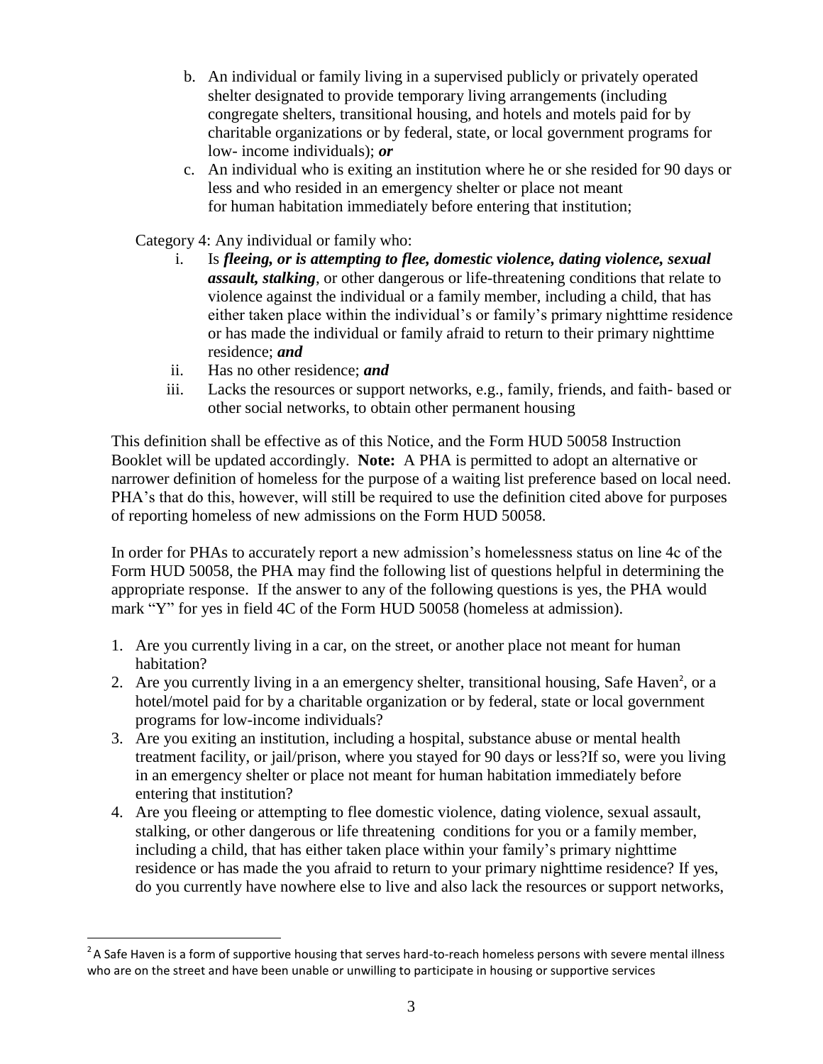b. An individual or family living in a supervised publicly or privately operated shelter designated to provide temporary living arrangements (including congregate shelters, transitional housing, and hotels and motels paid for by charitable organizations or by federal, state, or local government programs for low- income individuals); ***or***

c. An individual who is exiting an institution where he or she resided for 90 days or less and who resided in an emergency shelter or place not meant for human habitation immediately before entering that institution;

Category 4: Any individual or family who:

i. Is ***fleeing, or is attempting to flee, domestic violence, dating violence, sexual assault, stalking***, or other dangerous or life-threatening conditions that relate to violence against the individual or a family member, including a child, that has either taken place within the individual's or family's primary nighttime residence or has made the individual or family afraid to return to their primary nighttime residence; ***and***

ii. Has no other residence; ***and***

iii. Lacks the resources or support networks, e.g., family, friends, and faith- based or other social networks, to obtain other permanent housing

This definition shall be effective as of this Notice, and the Form HUD 50058 Instruction Booklet will be updated accordingly. **Note:** A PHA is permitted to adopt an alternative or narrower definition of homeless for the purpose of a waiting list preference based on local need. PHA's that do this, however, will still be required to use the definition cited above for purposes of reporting homeless of new admissions on the Form HUD 50058.

In order for PHAs to accurately report a new admission's homelessness status on line 4c of the Form HUD 50058, the PHA may find the following list of questions helpful in determining the appropriate response. If the answer to any of the following questions is yes, the PHA would mark "Y" for yes in field 4C of the Form HUD 50058 (homeless at admission).

1. Are you currently living in a car, on the street, or another place not meant for human habitation?
2. Are you currently living in a an emergency shelter, transitional housing, Safe Haven[2], or a hotel/motel paid for by a charitable organization or by federal, state or local government programs for low-income individuals?
3. Are you exiting an institution, including a hospital, substance abuse or mental health treatment facility, or jail/prison, where you stayed for 90 days or less?If so, were you living in an emergency shelter or place not meant for human habitation immediately before entering that institution?
4. Are you fleeing or attempting to flee domestic violence, dating violence, sexual assault, stalking, or other dangerous or life threatening conditions for you or a family member, including a child, that has either taken place within your family's primary nighttime residence or has made the you afraid to return to your primary nighttime residence? If yes, do you currently have nowhere else to live and also lack the resources or support networks,

[2] A Safe Haven is a form of supportive housing that serves hard-to-reach homeless persons with severe mental illness who are on the street and have been unable or unwilling to participate in housing or supportive services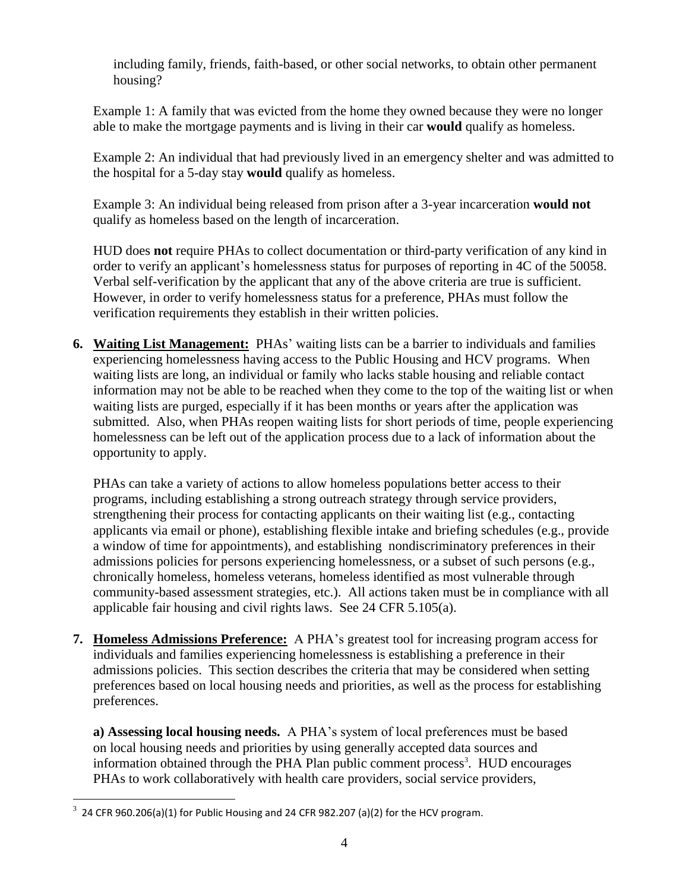including family, friends, faith-based, or other social networks, to obtain other permanent housing?

Example 1: A family that was evicted from the home they owned because they were no longer able to make the mortgage payments and is living in their car **would** qualify as homeless.

Example 2: An individual that had previously lived in an emergency shelter and was admitted to the hospital for a 5-day stay **would** qualify as homeless.

Example 3: An individual being released from prison after a 3-year incarceration **would not** qualify as homeless based on the length of incarceration.

HUD does **not** require PHAs to collect documentation or third-party verification of any kind in order to verify an applicant's homelessness status for purposes of reporting in 4C of the 50058. Verbal self-verification by the applicant that any of the above criteria are true is sufficient. However, in order to verify homelessness status for a preference, PHAs must follow the verification requirements they establish in their written policies.

6. **Waiting List Management:** PHAs' waiting lists can be a barrier to individuals and families experiencing homelessness having access to the Public Housing and HCV programs. When waiting lists are long, an individual or family who lacks stable housing and reliable contact information may not be able to be reached when they come to the top of the waiting list or when waiting lists are purged, especially if it has been months or years after the application was submitted. Also, when PHAs reopen waiting lists for short periods of time, people experiencing homelessness can be left out of the application process due to a lack of information about the opportunity to apply.

   PHAs can take a variety of actions to allow homeless populations better access to their programs, including establishing a strong outreach strategy through service providers, strengthening their process for contacting applicants on their waiting list (e.g., contacting applicants via email or phone), establishing flexible intake and briefing schedules (e.g., provide a window of time for appointments), and establishing nondiscriminatory preferences in their admissions policies for persons experiencing homelessness, or a subset of such persons (e.g., chronically homeless, homeless veterans, homeless identified as most vulnerable through community-based assessment strategies, etc.). All actions taken must be in compliance with all applicable fair housing and civil rights laws. See 24 CFR 5.105(a).

7. **Homeless Admissions Preference:** A PHA's greatest tool for increasing program access for individuals and families experiencing homelessness is establishing a preference in their admissions policies. This section describes the criteria that may be considered when setting preferences based on local housing needs and priorities, as well as the process for establishing preferences.

   **a) Assessing local housing needs.** A PHA's system of local preferences must be based on local housing needs and priorities by using generally accepted data sources and information obtained through the PHA Plan public comment process[3]. HUD encourages PHAs to work collaboratively with health care providers, social service providers,

[3] 24 CFR 960.206(a)(1) for Public Housing and 24 CFR 982.207 (a)(2) for the HCV program.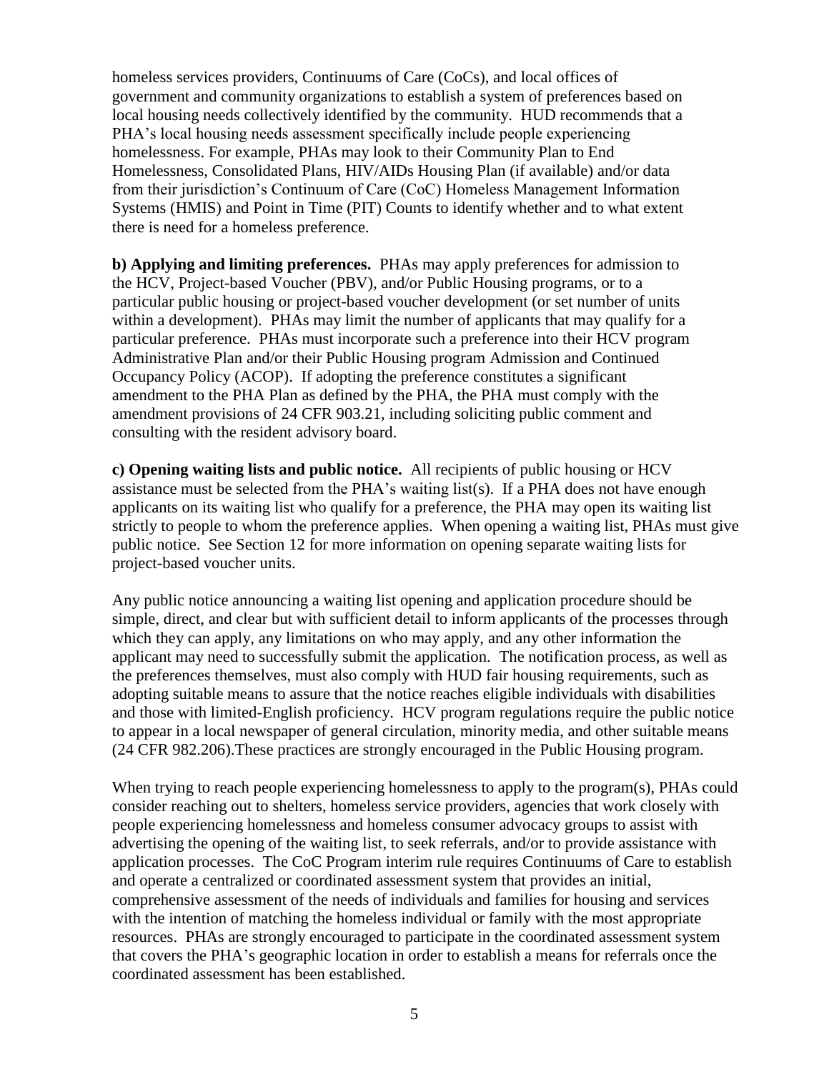homeless services providers, Continuums of Care (CoCs), and local offices of government and community organizations to establish a system of preferences based on local housing needs collectively identified by the community. HUD recommends that a PHA's local housing needs assessment specifically include people experiencing homelessness. For example, PHAs may look to their Community Plan to End Homelessness, Consolidated Plans, HIV/AIDs Housing Plan (if available) and/or data from their jurisdiction's Continuum of Care (CoC) Homeless Management Information Systems (HMIS) and Point in Time (PIT) Counts to identify whether and to what extent there is need for a homeless preference.

**b) Applying and limiting preferences.** PHAs may apply preferences for admission to the HCV, Project-based Voucher (PBV), and/or Public Housing programs, or to a particular public housing or project-based voucher development (or set number of units within a development). PHAs may limit the number of applicants that may qualify for a particular preference. PHAs must incorporate such a preference into their HCV program Administrative Plan and/or their Public Housing program Admission and Continued Occupancy Policy (ACOP). If adopting the preference constitutes a significant amendment to the PHA Plan as defined by the PHA, the PHA must comply with the amendment provisions of 24 CFR 903.21, including soliciting public comment and consulting with the resident advisory board.

**c) Opening waiting lists and public notice.** All recipients of public housing or HCV assistance must be selected from the PHA's waiting list(s). If a PHA does not have enough applicants on its waiting list who qualify for a preference, the PHA may open its waiting list strictly to people to whom the preference applies. When opening a waiting list, PHAs must give public notice. See Section 12 for more information on opening separate waiting lists for project-based voucher units.

Any public notice announcing a waiting list opening and application procedure should be simple, direct, and clear but with sufficient detail to inform applicants of the processes through which they can apply, any limitations on who may apply, and any other information the applicant may need to successfully submit the application. The notification process, as well as the preferences themselves, must also comply with HUD fair housing requirements, such as adopting suitable means to assure that the notice reaches eligible individuals with disabilities and those with limited-English proficiency. HCV program regulations require the public notice to appear in a local newspaper of general circulation, minority media, and other suitable means (24 CFR 982.206).These practices are strongly encouraged in the Public Housing program.

When trying to reach people experiencing homelessness to apply to the program(s), PHAs could consider reaching out to shelters, homeless service providers, agencies that work closely with people experiencing homelessness and homeless consumer advocacy groups to assist with advertising the opening of the waiting list, to seek referrals, and/or to provide assistance with application processes. The CoC Program interim rule requires Continuums of Care to establish and operate a centralized or coordinated assessment system that provides an initial, comprehensive assessment of the needs of individuals and families for housing and services with the intention of matching the homeless individual or family with the most appropriate resources. PHAs are strongly encouraged to participate in the coordinated assessment system that covers the PHA's geographic location in order to establish a means for referrals once the coordinated assessment has been established.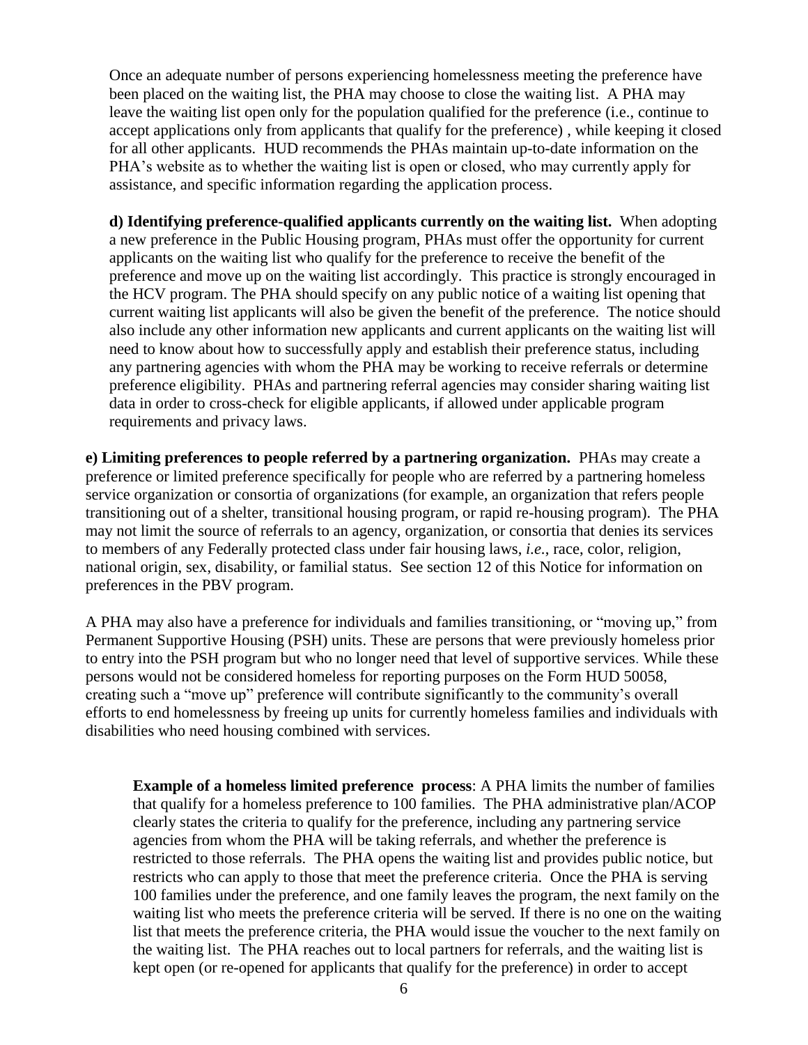Once an adequate number of persons experiencing homelessness meeting the preference have been placed on the waiting list, the PHA may choose to close the waiting list. A PHA may leave the waiting list open only for the population qualified for the preference (i.e., continue to accept applications only from applicants that qualify for the preference) , while keeping it closed for all other applicants. HUD recommends the PHAs maintain up-to-date information on the PHA's website as to whether the waiting list is open or closed, who may currently apply for assistance, and specific information regarding the application process.

**d) Identifying preference-qualified applicants currently on the waiting list.** When adopting a new preference in the Public Housing program, PHAs must offer the opportunity for current applicants on the waiting list who qualify for the preference to receive the benefit of the preference and move up on the waiting list accordingly. This practice is strongly encouraged in the HCV program. The PHA should specify on any public notice of a waiting list opening that current waiting list applicants will also be given the benefit of the preference. The notice should also include any other information new applicants and current applicants on the waiting list will need to know about how to successfully apply and establish their preference status, including any partnering agencies with whom the PHA may be working to receive referrals or determine preference eligibility. PHAs and partnering referral agencies may consider sharing waiting list data in order to cross-check for eligible applicants, if allowed under applicable program requirements and privacy laws.

**e) Limiting preferences to people referred by a partnering organization.** PHAs may create a preference or limited preference specifically for people who are referred by a partnering homeless service organization or consortia of organizations (for example, an organization that refers people transitioning out of a shelter, transitional housing program, or rapid re-housing program). The PHA may not limit the source of referrals to an agency, organization, or consortia that denies its services to members of any Federally protected class under fair housing laws, *i.e.*, race, color, religion, national origin, sex, disability, or familial status. See section 12 of this Notice for information on preferences in the PBV program.

A PHA may also have a preference for individuals and families transitioning, or "moving up," from Permanent Supportive Housing (PSH) units. These are persons that were previously homeless prior to entry into the PSH program but who no longer need that level of supportive services. While these persons would not be considered homeless for reporting purposes on the Form HUD 50058, creating such a "move up" preference will contribute significantly to the community's overall efforts to end homelessness by freeing up units for currently homeless families and individuals with disabilities who need housing combined with services.

**Example of a homeless limited preference process**: A PHA limits the number of families that qualify for a homeless preference to 100 families. The PHA administrative plan/ACOP clearly states the criteria to qualify for the preference, including any partnering service agencies from whom the PHA will be taking referrals, and whether the preference is restricted to those referrals. The PHA opens the waiting list and provides public notice, but restricts who can apply to those that meet the preference criteria. Once the PHA is serving 100 families under the preference, and one family leaves the program, the next family on the waiting list who meets the preference criteria will be served. If there is no one on the waiting list that meets the preference criteria, the PHA would issue the voucher to the next family on the waiting list. The PHA reaches out to local partners for referrals, and the waiting list is kept open (or re-opened for applicants that qualify for the preference) in order to accept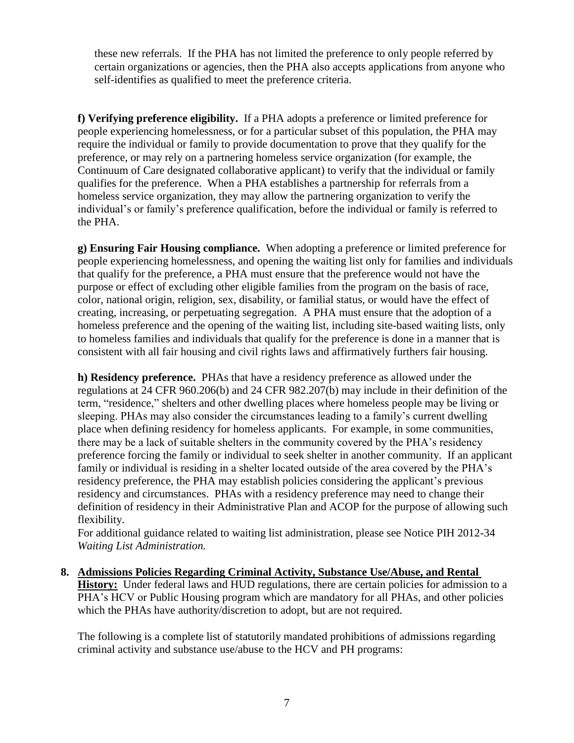these new referrals. If the PHA has not limited the preference to only people referred by certain organizations or agencies, then the PHA also accepts applications from anyone who self-identifies as qualified to meet the preference criteria.

**f) Verifying preference eligibility.** If a PHA adopts a preference or limited preference for people experiencing homelessness, or for a particular subset of this population, the PHA may require the individual or family to provide documentation to prove that they qualify for the preference, or may rely on a partnering homeless service organization (for example, the Continuum of Care designated collaborative applicant) to verify that the individual or family qualifies for the preference. When a PHA establishes a partnership for referrals from a homeless service organization, they may allow the partnering organization to verify the individual's or family's preference qualification, before the individual or family is referred to the PHA.

**g) Ensuring Fair Housing compliance.** When adopting a preference or limited preference for people experiencing homelessness, and opening the waiting list only for families and individuals that qualify for the preference, a PHA must ensure that the preference would not have the purpose or effect of excluding other eligible families from the program on the basis of race, color, national origin, religion, sex, disability, or familial status, or would have the effect of creating, increasing, or perpetuating segregation. A PHA must ensure that the adoption of a homeless preference and the opening of the waiting list, including site-based waiting lists, only to homeless families and individuals that qualify for the preference is done in a manner that is consistent with all fair housing and civil rights laws and affirmatively furthers fair housing.

**h) Residency preference.** PHAs that have a residency preference as allowed under the regulations at 24 CFR 960.206(b) and 24 CFR 982.207(b) may include in their definition of the term, "residence," shelters and other dwelling places where homeless people may be living or sleeping. PHAs may also consider the circumstances leading to a family's current dwelling place when defining residency for homeless applicants. For example, in some communities, there may be a lack of suitable shelters in the community covered by the PHA's residency preference forcing the family or individual to seek shelter in another community. If an applicant family or individual is residing in a shelter located outside of the area covered by the PHA's residency preference, the PHA may establish policies considering the applicant's previous residency and circumstances. PHAs with a residency preference may need to change their definition of residency in their Administrative Plan and ACOP for the purpose of allowing such flexibility.

For additional guidance related to waiting list administration, please see Notice PIH 2012-34 *Waiting List Administration.*

8. **Admissions Policies Regarding Criminal Activity, Substance Use/Abuse, and Rental History:** Under federal laws and HUD regulations, there are certain policies for admission to a PHA's HCV or Public Housing program which are mandatory for all PHAs, and other policies which the PHAs have authority/discretion to adopt, but are not required.

   The following is a complete list of statutorily mandated prohibitions of admissions regarding criminal activity and substance use/abuse to the HCV and PH programs: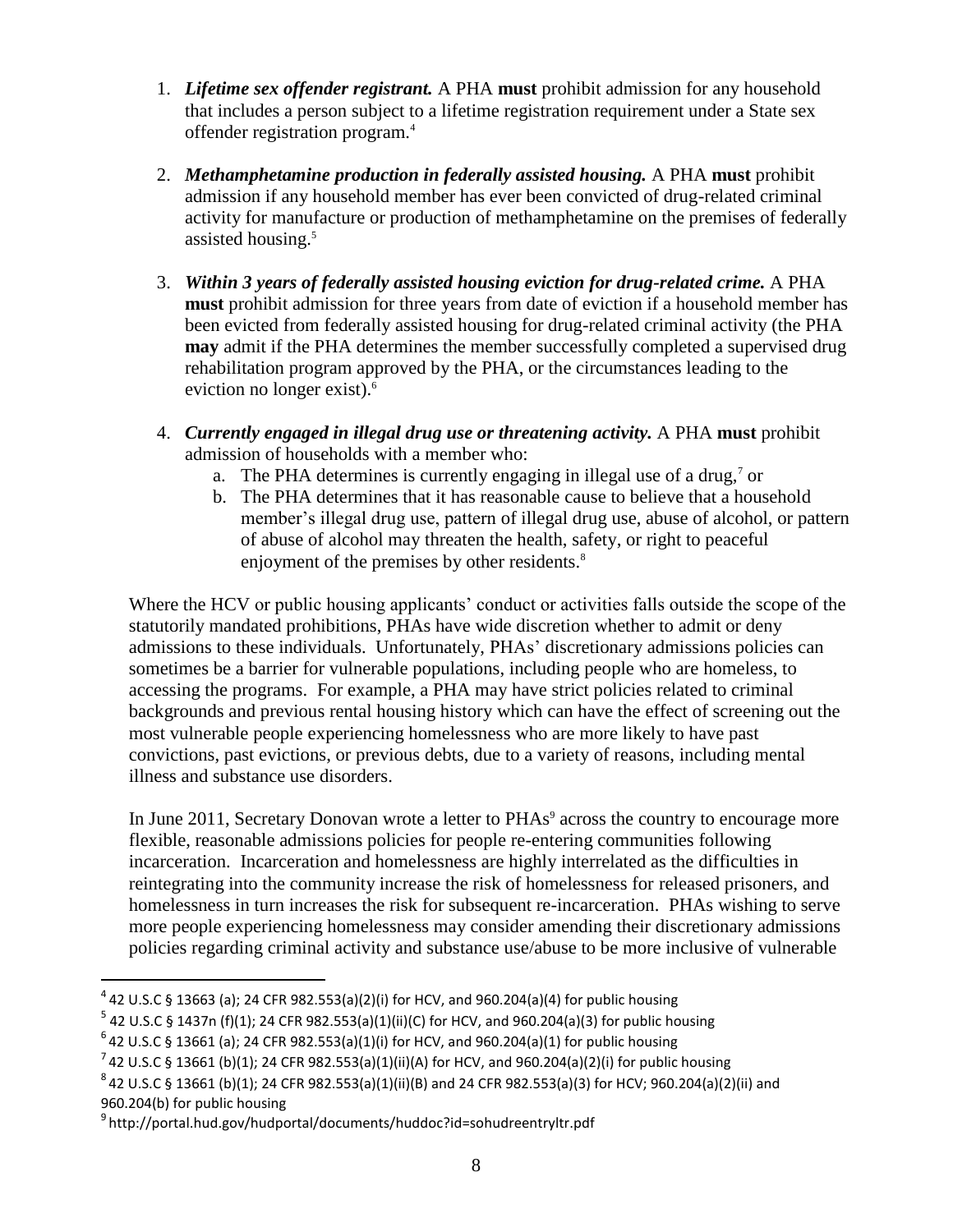1. ***Lifetime sex offender registrant.*** A PHA **must** prohibit admission for any household that includes a person subject to a lifetime registration requirement under a State sex offender registration program.[4]

2. ***Methamphetamine production in federally assisted housing.*** A PHA **must** prohibit admission if any household member has ever been convicted of drug-related criminal activity for manufacture or production of methamphetamine on the premises of federally assisted housing.[5]

3. ***Within 3 years of federally assisted housing eviction for drug-related crime.*** A PHA **must** prohibit admission for three years from date of eviction if a household member has been evicted from federally assisted housing for drug-related criminal activity (the PHA **may** admit if the PHA determines the member successfully completed a supervised drug rehabilitation program approved by the PHA, or the circumstances leading to the eviction no longer exist).[6]

4. ***Currently engaged in illegal drug use or threatening activity.*** A PHA **must** prohibit admission of households with a member who:
   a. The PHA determines is currently engaging in illegal use of a drug,[7] or
   b. The PHA determines that it has reasonable cause to believe that a household member's illegal drug use, pattern of illegal drug use, abuse of alcohol, or pattern of abuse of alcohol may threaten the health, safety, or right to peaceful enjoyment of the premises by other residents.[8]

Where the HCV or public housing applicants' conduct or activities falls outside the scope of the statutorily mandated prohibitions, PHAs have wide discretion whether to admit or deny admissions to these individuals. Unfortunately, PHAs' discretionary admissions policies can sometimes be a barrier for vulnerable populations, including people who are homeless, to accessing the programs. For example, a PHA may have strict policies related to criminal backgrounds and previous rental housing history which can have the effect of screening out the most vulnerable people experiencing homelessness who are more likely to have past convictions, past evictions, or previous debts, due to a variety of reasons, including mental illness and substance use disorders.

In June 2011, Secretary Donovan wrote a letter to PHAs[9] across the country to encourage more flexible, reasonable admissions policies for people re-entering communities following incarceration. Incarceration and homelessness are highly interrelated as the difficulties in reintegrating into the community increase the risk of homelessness for released prisoners, and homelessness in turn increases the risk for subsequent re-incarceration. PHAs wishing to serve more people experiencing homelessness may consider amending their discretionary admissions policies regarding criminal activity and substance use/abuse to be more inclusive of vulnerable

---

[4] 42 U.S.C § 13663 (a); 24 CFR 982.553(a)(2)(i) for HCV, and 960.204(a)(4) for public housing

[5] 42 U.S.C § 1437n (f)(1); 24 CFR 982.553(a)(1)(ii)(C) for HCV, and 960.204(a)(3) for public housing

[6] 42 U.S.C § 13661 (a); 24 CFR 982.553(a)(1)(i) for HCV, and 960.204(a)(1) for public housing

[7] 42 U.S.C § 13661 (b)(1); 24 CFR 982.553(a)(1)(ii)(A) for HCV, and 960.204(a)(2)(i) for public housing

[8] 42 U.S.C § 13661 (b)(1); 24 CFR 982.553(a)(1)(ii)(B) and 24 CFR 982.553(a)(3) for HCV; 960.204(a)(2)(ii) and 960.204(b) for public housing

[9] http://portal.hud.gov/hudportal/documents/huddoc?id=sohudreentryltr.pdf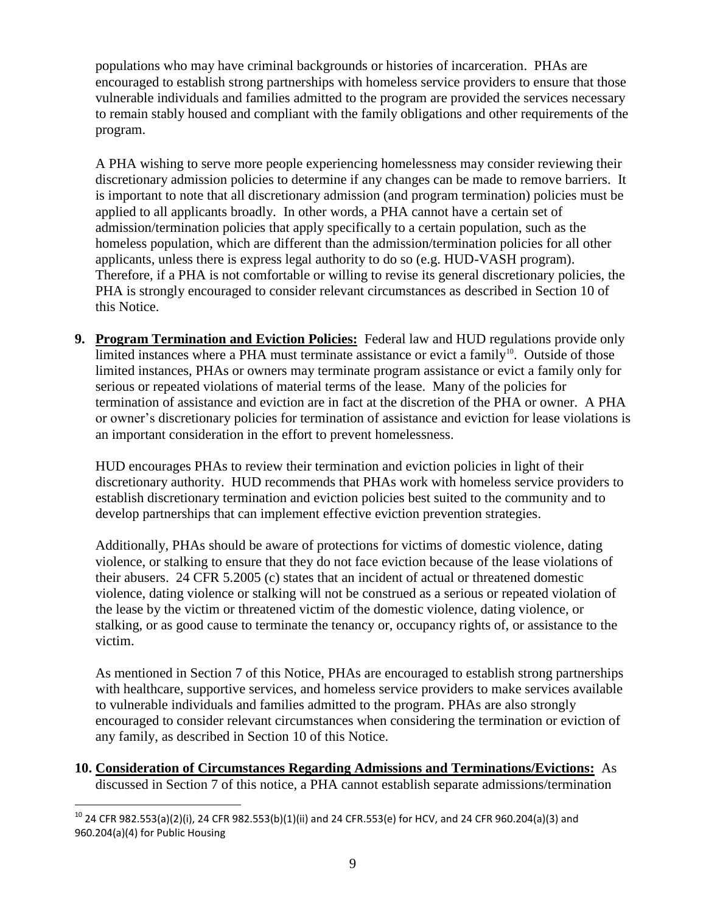populations who may have criminal backgrounds or histories of incarceration. PHAs are encouraged to establish strong partnerships with homeless service providers to ensure that those vulnerable individuals and families admitted to the program are provided the services necessary to remain stably housed and compliant with the family obligations and other requirements of the program.

A PHA wishing to serve more people experiencing homelessness may consider reviewing their discretionary admission policies to determine if any changes can be made to remove barriers. It is important to note that all discretionary admission (and program termination) policies must be applied to all applicants broadly. In other words, a PHA cannot have a certain set of admission/termination policies that apply specifically to a certain population, such as the homeless population, which are different than the admission/termination policies for all other applicants, unless there is express legal authority to do so (e.g. HUD-VASH program). Therefore, if a PHA is not comfortable or willing to revise its general discretionary policies, the PHA is strongly encouraged to consider relevant circumstances as described in Section 10 of this Notice.

**9. <u>Program Termination and Eviction Policies:</u>** Federal law and HUD regulations provide only limited instances where a PHA must terminate assistance or evict a family[10]. Outside of those limited instances, PHAs or owners may terminate program assistance or evict a family only for serious or repeated violations of material terms of the lease. Many of the policies for termination of assistance and eviction are in fact at the discretion of the PHA or owner. A PHA or owner's discretionary policies for termination of assistance and eviction for lease violations is an important consideration in the effort to prevent homelessness.

HUD encourages PHAs to review their termination and eviction policies in light of their discretionary authority. HUD recommends that PHAs work with homeless service providers to establish discretionary termination and eviction policies best suited to the community and to develop partnerships that can implement effective eviction prevention strategies.

Additionally, PHAs should be aware of protections for victims of domestic violence, dating violence, or stalking to ensure that they do not face eviction because of the lease violations of their abusers. 24 CFR 5.2005 (c) states that an incident of actual or threatened domestic violence, dating violence or stalking will not be construed as a serious or repeated violation of the lease by the victim or threatened victim of the domestic violence, dating violence, or stalking, or as good cause to terminate the tenancy or, occupancy rights of, or assistance to the victim.

As mentioned in Section 7 of this Notice, PHAs are encouraged to establish strong partnerships with healthcare, supportive services, and homeless service providers to make services available to vulnerable individuals and families admitted to the program. PHAs are also strongly encouraged to consider relevant circumstances when considering the termination or eviction of any family, as described in Section 10 of this Notice.

**10. <u>Consideration of Circumstances Regarding Admissions and Terminations/Evictions:</u>** As discussed in Section 7 of this notice, a PHA cannot establish separate admissions/termination

---

[10] 24 CFR 982.553(a)(2)(i), 24 CFR 982.553(b)(1)(ii) and 24 CFR.553(e) for HCV, and 24 CFR 960.204(a)(3) and 960.204(a)(4) for Public Housing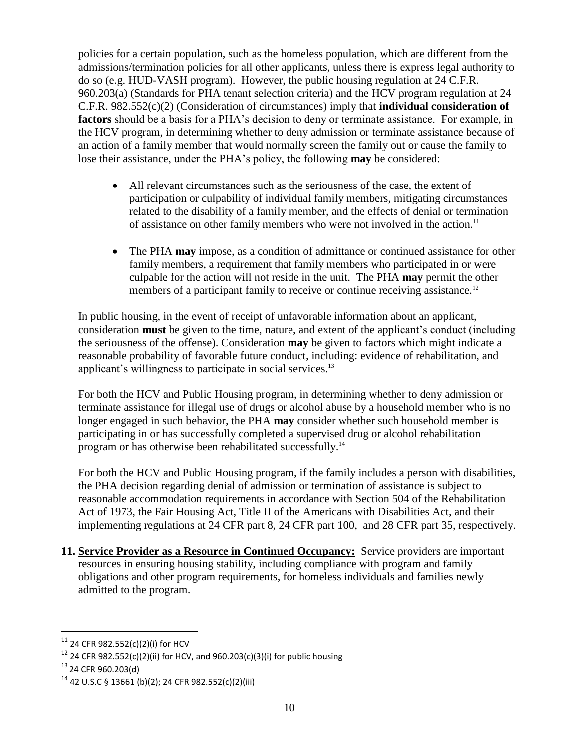policies for a certain population, such as the homeless population, which are different from the admissions/termination policies for all other applicants, unless there is express legal authority to do so (e.g. HUD-VASH program). However, the public housing regulation at 24 C.F.R. 960.203(a) (Standards for PHA tenant selection criteria) and the HCV program regulation at 24 C.F.R. 982.552(c)(2) (Consideration of circumstances) imply that **individual consideration of factors** should be a basis for a PHA's decision to deny or terminate assistance. For example, in the HCV program, in determining whether to deny admission or terminate assistance because of an action of a family member that would normally screen the family out or cause the family to lose their assistance, under the PHA's policy, the following **may** be considered:

- All relevant circumstances such as the seriousness of the case, the extent of participation or culpability of individual family members, mitigating circumstances related to the disability of a family member, and the effects of denial or termination of assistance on other family members who were not involved in the action.[11]

- The PHA **may** impose, as a condition of admittance or continued assistance for other family members, a requirement that family members who participated in or were culpable for the action will not reside in the unit. The PHA **may** permit the other members of a participant family to receive or continue receiving assistance.[12]

In public housing, in the event of receipt of unfavorable information about an applicant, consideration **must** be given to the time, nature, and extent of the applicant's conduct (including the seriousness of the offense). Consideration **may** be given to factors which might indicate a reasonable probability of favorable future conduct, including: evidence of rehabilitation, and applicant's willingness to participate in social services.[13]

For both the HCV and Public Housing program, in determining whether to deny admission or terminate assistance for illegal use of drugs or alcohol abuse by a household member who is no longer engaged in such behavior, the PHA **may** consider whether such household member is participating in or has successfully completed a supervised drug or alcohol rehabilitation program or has otherwise been rehabilitated successfully.[14]

For both the HCV and Public Housing program, if the family includes a person with disabilities, the PHA decision regarding denial of admission or termination of assistance is subject to reasonable accommodation requirements in accordance with Section 504 of the Rehabilitation Act of 1973, the Fair Housing Act, Title II of the Americans with Disabilities Act, and their implementing regulations at 24 CFR part 8, 24 CFR part 100, and 28 CFR part 35, respectively.

11. **Service Provider as a Resource in Continued Occupancy:** Service providers are important resources in ensuring housing stability, including compliance with program and family obligations and other program requirements, for homeless individuals and families newly admitted to the program.

---

[11] 24 CFR 982.552(c)(2)(i) for HCV

[12] 24 CFR 982.552(c)(2)(ii) for HCV, and 960.203(c)(3)(i) for public housing

[13] 24 CFR 960.203(d)

[14] 42 U.S.C § 13661 (b)(2); 24 CFR 982.552(c)(2)(iii)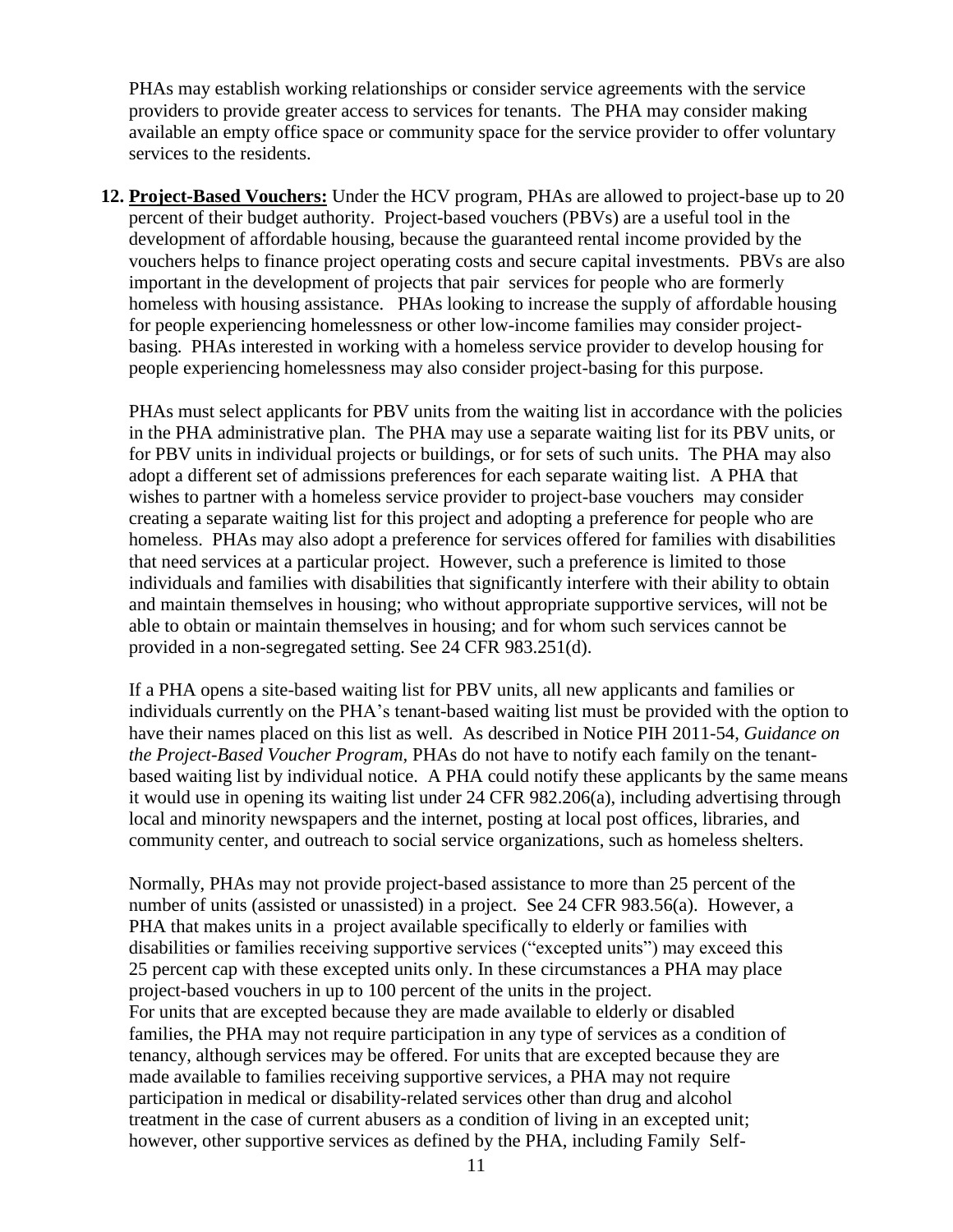PHAs may establish working relationships or consider service agreements with the service providers to provide greater access to services for tenants. The PHA may consider making available an empty office space or community space for the service provider to offer voluntary services to the residents.

12. **Project-Based Vouchers:** Under the HCV program, PHAs are allowed to project-base up to 20 percent of their budget authority. Project-based vouchers (PBVs) are a useful tool in the development of affordable housing, because the guaranteed rental income provided by the vouchers helps to finance project operating costs and secure capital investments. PBVs are also important in the development of projects that pair services for people who are formerly homeless with housing assistance. PHAs looking to increase the supply of affordable housing for people experiencing homelessness or other low-income families may consider project-basing. PHAs interested in working with a homeless service provider to develop housing for people experiencing homelessness may also consider project-basing for this purpose.

   PHAs must select applicants for PBV units from the waiting list in accordance with the policies in the PHA administrative plan. The PHA may use a separate waiting list for its PBV units, or for PBV units in individual projects or buildings, or for sets of such units. The PHA may also adopt a different set of admissions preferences for each separate waiting list. A PHA that wishes to partner with a homeless service provider to project-base vouchers may consider creating a separate waiting list for this project and adopting a preference for people who are homeless. PHAs may also adopt a preference for services offered for families with disabilities that need services at a particular project. However, such a preference is limited to those individuals and families with disabilities that significantly interfere with their ability to obtain and maintain themselves in housing; who without appropriate supportive services, will not be able to obtain or maintain themselves in housing; and for whom such services cannot be provided in a non-segregated setting. See 24 CFR 983.251(d).

   If a PHA opens a site-based waiting list for PBV units, all new applicants and families or individuals currently on the PHA's tenant-based waiting list must be provided with the option to have their names placed on this list as well. As described in Notice PIH 2011-54, *Guidance on the Project-Based Voucher Program*, PHAs do not have to notify each family on the tenant-based waiting list by individual notice. A PHA could notify these applicants by the same means it would use in opening its waiting list under 24 CFR 982.206(a), including advertising through local and minority newspapers and the internet, posting at local post offices, libraries, and community center, and outreach to social service organizations, such as homeless shelters.

   Normally, PHAs may not provide project-based assistance to more than 25 percent of the number of units (assisted or unassisted) in a project. See 24 CFR 983.56(a). However, a PHA that makes units in a project available specifically to elderly or families with disabilities or families receiving supportive services ("excepted units") may exceed this 25 percent cap with these excepted units only. In these circumstances a PHA may place project-based vouchers in up to 100 percent of the units in the project.
   For units that are excepted because they are made available to elderly or disabled families, the PHA may not require participation in any type of services as a condition of tenancy, although services may be offered. For units that are excepted because they are made available to families receiving supportive services, a PHA may not require participation in medical or disability-related services other than drug and alcohol treatment in the case of current abusers as a condition of living in an excepted unit; however, other supportive services as defined by the PHA, including Family Self-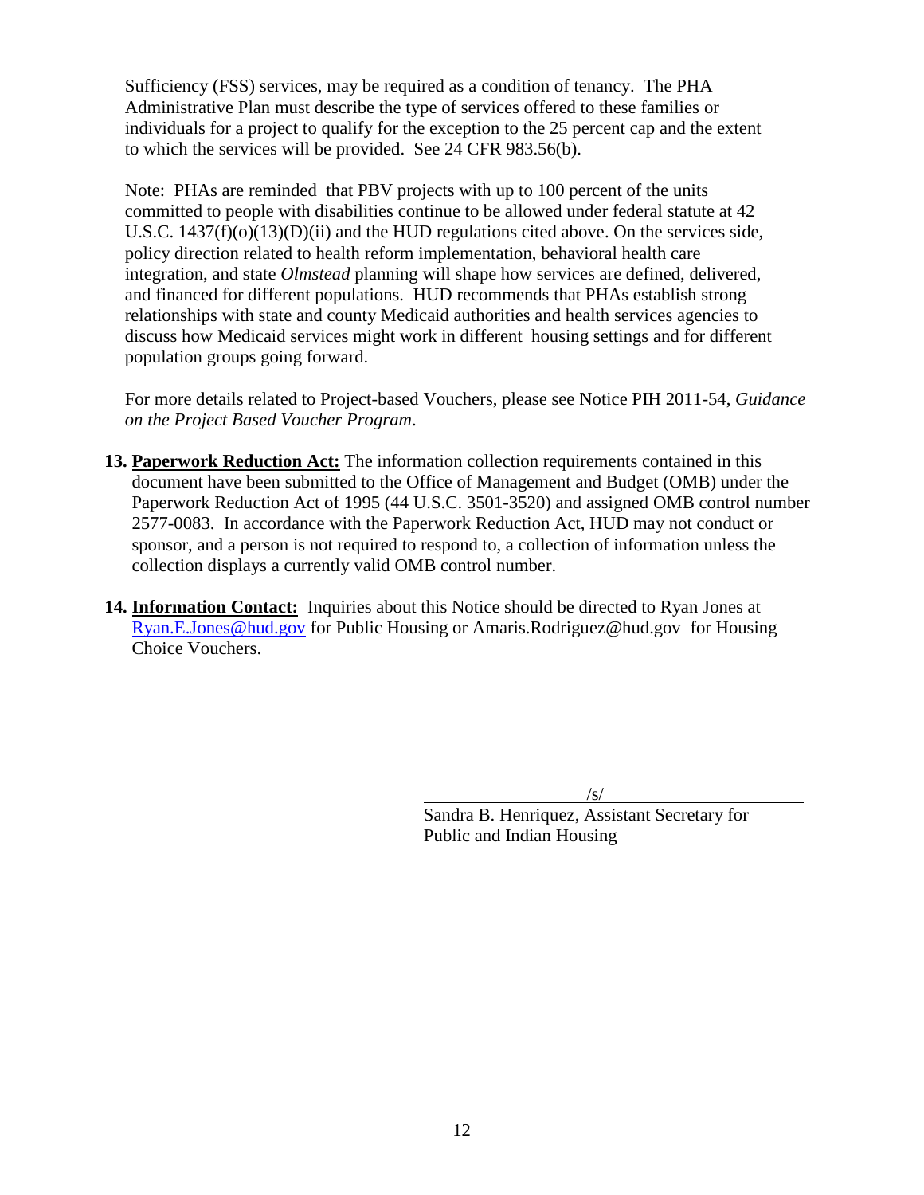Sufficiency (FSS) services, may be required as a condition of tenancy. The PHA Administrative Plan must describe the type of services offered to these families or individuals for a project to qualify for the exception to the 25 percent cap and the extent to which the services will be provided. See 24 CFR 983.56(b).

Note: PHAs are reminded that PBV projects with up to 100 percent of the units committed to people with disabilities continue to be allowed under federal statute at 42 U.S.C. 1437(f)(o)(13)(D)(ii) and the HUD regulations cited above. On the services side, policy direction related to health reform implementation, behavioral health care integration, and state *Olmstead* planning will shape how services are defined, delivered, and financed for different populations. HUD recommends that PHAs establish strong relationships with state and county Medicaid authorities and health services agencies to discuss how Medicaid services might work in different housing settings and for different population groups going forward.

For more details related to Project-based Vouchers, please see Notice PIH 2011-54, *Guidance on the Project Based Voucher Program*.

13. **Paperwork Reduction Act:** The information collection requirements contained in this document have been submitted to the Office of Management and Budget (OMB) under the Paperwork Reduction Act of 1995 (44 U.S.C. 3501-3520) and assigned OMB control number 2577-0083. In accordance with the Paperwork Reduction Act, HUD may not conduct or sponsor, and a person is not required to respond to, a collection of information unless the collection displays a currently valid OMB control number.

14. **Information Contact:** Inquiries about this Notice should be directed to Ryan Jones at Ryan.E.Jones@hud.gov for Public Housing or Amaris.Rodriguez@hud.gov for Housing Choice Vouchers.

/s/

Sandra B. Henriquez, Assistant Secretary for Public and Indian Housing